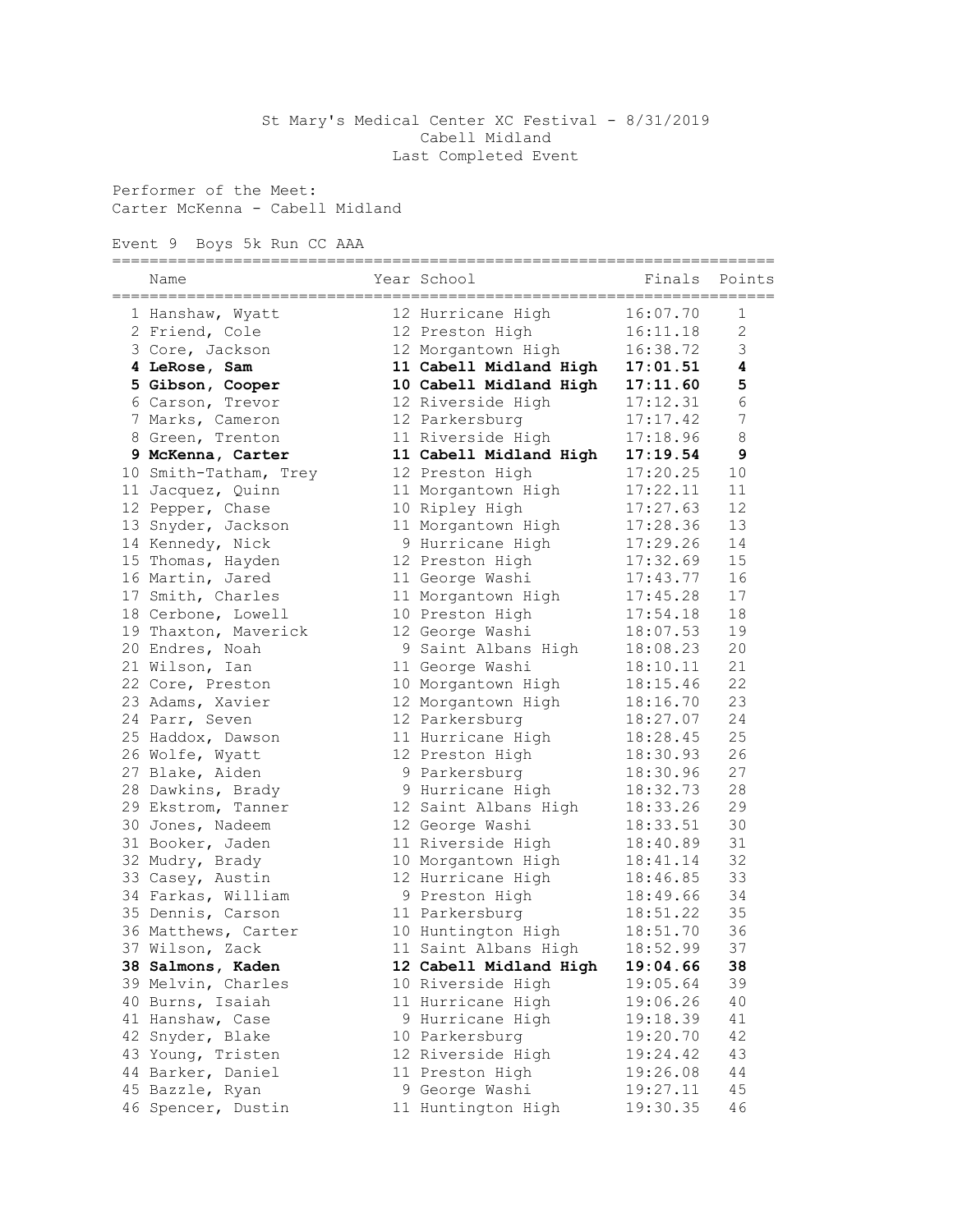St Mary's Medical Center XC Festival - 8/31/2019
Cabell Midland
Last Completed Event

Performer of the Meet:
Carter McKenna - Cabell Midland

Event 9 Boys 5k Run CC AAA

| | Name | Year | School | Finals | Points |
|---|---|---|---|---|---|
| 1 | Hanshaw, Wyatt | 12 | Hurricane High | 16:07.70 | 1 |
| 2 | Friend, Cole | 12 | Preston High | 16:11.18 | 2 |
| 3 | Core, Jackson | 12 | Morgantown High | 16:38.72 | 3 |
| **4** | **LeRose, Sam** | **11** | **Cabell Midland High** | **17:01.51** | **4** |
| **5** | **Gibson, Cooper** | **10** | **Cabell Midland High** | **17:11.60** | **5** |
| 6 | Carson, Trevor | 12 | Riverside High | 17:12.31 | 6 |
| 7 | Marks, Cameron | 12 | Parkersburg | 17:17.42 | 7 |
| 8 | Green, Trenton | 11 | Riverside High | 17:18.96 | 8 |
| **9** | **McKenna, Carter** | **11** | **Cabell Midland High** | **17:19.54** | **9** |
| 10 | Smith-Tatham, Trey | 12 | Preston High | 17:20.25 | 10 |
| 11 | Jacquez, Quinn | 11 | Morgantown High | 17:22.11 | 11 |
| 12 | Pepper, Chase | 10 | Ripley High | 17:27.63 | 12 |
| 13 | Snyder, Jackson | 11 | Morgantown High | 17:28.36 | 13 |
| 14 | Kennedy, Nick | 9 | Hurricane High | 17:29.26 | 14 |
| 15 | Thomas, Hayden | 12 | Preston High | 17:32.69 | 15 |
| 16 | Martin, Jared | 11 | George Washi | 17:43.77 | 16 |
| 17 | Smith, Charles | 11 | Morgantown High | 17:45.28 | 17 |
| 18 | Cerbone, Lowell | 10 | Preston High | 17:54.18 | 18 |
| 19 | Thaxton, Maverick | 12 | George Washi | 18:07.53 | 19 |
| 20 | Endres, Noah | 9 | Saint Albans High | 18:08.23 | 20 |
| 21 | Wilson, Ian | 11 | George Washi | 18:10.11 | 21 |
| 22 | Core, Preston | 10 | Morgantown High | 18:15.46 | 22 |
| 23 | Adams, Xavier | 12 | Morgantown High | 18:16.70 | 23 |
| 24 | Parr, Seven | 12 | Parkersburg | 18:27.07 | 24 |
| 25 | Haddox, Dawson | 11 | Hurricane High | 18:28.45 | 25 |
| 26 | Wolfe, Wyatt | 12 | Preston High | 18:30.93 | 26 |
| 27 | Blake, Aiden | 9 | Parkersburg | 18:30.96 | 27 |
| 28 | Dawkins, Brady | 9 | Hurricane High | 18:32.73 | 28 |
| 29 | Ekstrom, Tanner | 12 | Saint Albans High | 18:33.26 | 29 |
| 30 | Jones, Nadeem | 12 | George Washi | 18:33.51 | 30 |
| 31 | Booker, Jaden | 11 | Riverside High | 18:40.89 | 31 |
| 32 | Mudry, Brady | 10 | Morgantown High | 18:41.14 | 32 |
| 33 | Casey, Austin | 12 | Hurricane High | 18:46.85 | 33 |
| 34 | Farkas, William | 9 | Preston High | 18:49.66 | 34 |
| 35 | Dennis, Carson | 11 | Parkersburg | 18:51.22 | 35 |
| 36 | Matthews, Carter | 10 | Huntington High | 18:51.70 | 36 |
| 37 | Wilson, Zack | 11 | Saint Albans High | 18:52.99 | 37 |
| **38** | **Salmons, Kaden** | **12** | **Cabell Midland High** | **19:04.66** | **38** |
| 39 | Melvin, Charles | 10 | Riverside High | 19:05.64 | 39 |
| 40 | Burns, Isaiah | 11 | Hurricane High | 19:06.26 | 40 |
| 41 | Hanshaw, Case | 9 | Hurricane High | 19:18.39 | 41 |
| 42 | Snyder, Blake | 10 | Parkersburg | 19:20.70 | 42 |
| 43 | Young, Tristen | 12 | Riverside High | 19:24.42 | 43 |
| 44 | Barker, Daniel | 11 | Preston High | 19:26.08 | 44 |
| 45 | Bazzle, Ryan | 9 | George Washi | 19:27.11 | 45 |
| 46 | Spencer, Dustin | 11 | Huntington High | 19:30.35 | 46 |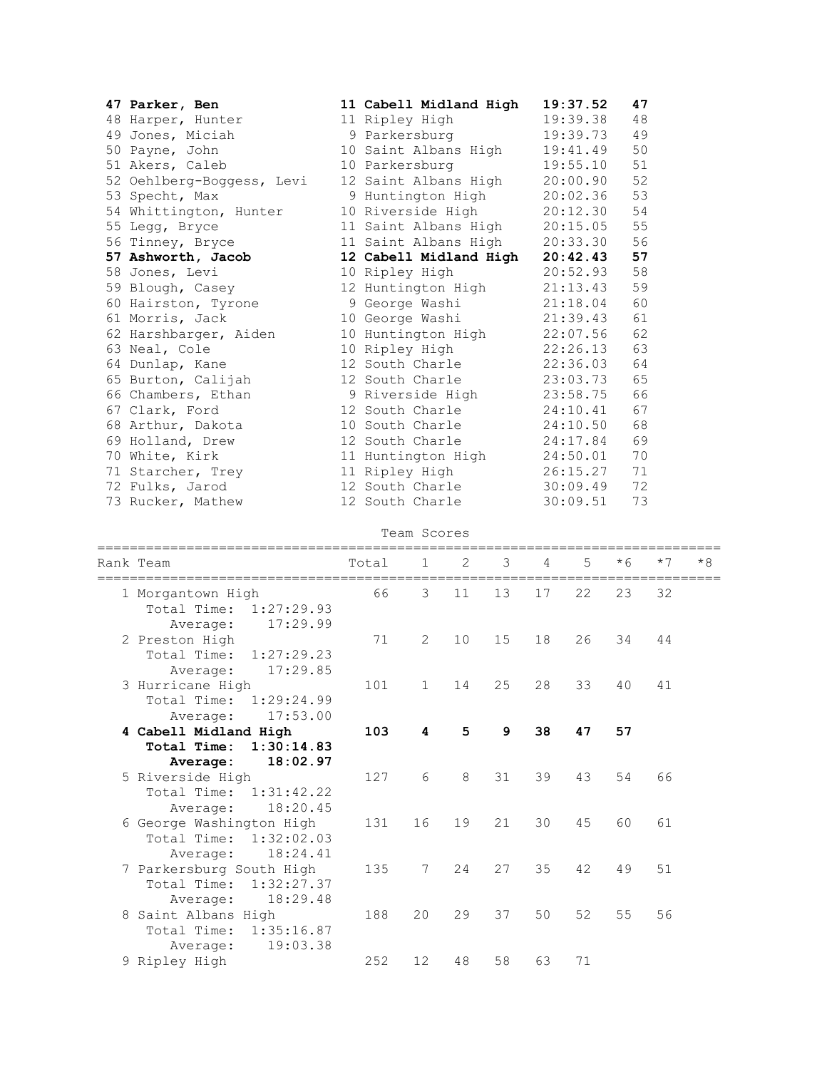| Place | Name | Year | School | Time | Points |
|---|---|---|---|---|---|
| **47** | **Parker, Ben** | **11** | **Cabell Midland High** | **19:37.52** | **47** |
| 48 | Harper, Hunter | 11 | Ripley High | 19:39.38 | 48 |
| 49 | Jones, Miciah | 9 | Parkersburg | 19:39.73 | 49 |
| 50 | Payne, John | 10 | Saint Albans High | 19:41.49 | 50 |
| 51 | Akers, Caleb | 10 | Parkersburg | 19:55.10 | 51 |
| 52 | Oehlberg-Boggess, Levi | 12 | Saint Albans High | 20:00.90 | 52 |
| 53 | Specht, Max | 9 | Huntington High | 20:02.36 | 53 |
| 54 | Whittington, Hunter | 10 | Riverside High | 20:12.30 | 54 |
| 55 | Legg, Bryce | 11 | Saint Albans High | 20:15.05 | 55 |
| 56 | Tinney, Bryce | 11 | Saint Albans High | 20:33.30 | 56 |
| **57** | **Ashworth, Jacob** | **12** | **Cabell Midland High** | **20:42.43** | **57** |
| 58 | Jones, Levi | 10 | Ripley High | 20:52.93 | 58 |
| 59 | Blough, Casey | 12 | Huntington High | 21:13.43 | 59 |
| 60 | Hairston, Tyrone | 9 | George Washi | 21:18.04 | 60 |
| 61 | Morris, Jack | 10 | George Washi | 21:39.43 | 61 |
| 62 | Harshbarger, Aiden | 10 | Huntington High | 22:07.56 | 62 |
| 63 | Neal, Cole | 10 | Ripley High | 22:26.13 | 63 |
| 64 | Dunlap, Kane | 12 | South Charle | 22:36.03 | 64 |
| 65 | Burton, Calijah | 12 | South Charle | 23:03.73 | 65 |
| 66 | Chambers, Ethan | 9 | Riverside High | 23:58.75 | 66 |
| 67 | Clark, Ford | 12 | South Charle | 24:10.41 | 67 |
| 68 | Arthur, Dakota | 10 | South Charle | 24:10.50 | 68 |
| 69 | Holland, Drew | 12 | South Charle | 24:17.84 | 69 |
| 70 | White, Kirk | 11 | Huntington High | 24:50.01 | 70 |
| 71 | Starcher, Trey | 11 | Ripley High | 26:15.27 | 71 |
| 72 | Fulks, Jarod | 12 | South Charle | 30:09.49 | 72 |
| 73 | Rucker, Mathew | 12 | South Charle | 30:09.51 | 73 |

## Team Scores

| Rank | Team | Total | 1 | 2 | 3 | 4 | 5 | *6 | *7 | *8 |
|---|---|---|---|---|---|---|---|---|---|---|
| 1 | Morgantown High<br>Total Time: 1:27:29.93<br>Average: 17:29.99 | 66 | 3 | 11 | 13 | 17 | 22 | 23 | 32 | |
| 2 | Preston High<br>Total Time: 1:27:29.23<br>Average: 17:29.85 | 71 | 2 | 10 | 15 | 18 | 26 | 34 | 44 | |
| 3 | Hurricane High<br>Total Time: 1:29:24.99<br>Average: 17:53.00 | 101 | 1 | 14 | 25 | 28 | 33 | 40 | 41 | |
| **4** | **Cabell Midland High<br>Total Time: 1:30:14.83<br>Average: 18:02.97** | **103** | **4** | **5** | **9** | **38** | **47** | **57** | | |
| 5 | Riverside High<br>Total Time: 1:31:42.22<br>Average: 18:20.45 | 127 | 6 | 8 | 31 | 39 | 43 | 54 | 66 | |
| 6 | George Washington High<br>Total Time: 1:32:02.03<br>Average: 18:24.41 | 131 | 16 | 19 | 21 | 30 | 45 | 60 | 61 | |
| 7 | Parkersburg South High<br>Total Time: 1:32:27.37<br>Average: 18:29.48 | 135 | 7 | 24 | 27 | 35 | 42 | 49 | 51 | |
| 8 | Saint Albans High<br>Total Time: 1:35:16.87<br>Average: 19:03.38 | 188 | 20 | 29 | 37 | 50 | 52 | 55 | 56 | |
| 9 | Ripley High | 252 | 12 | 48 | 58 | 63 | 71 | | | |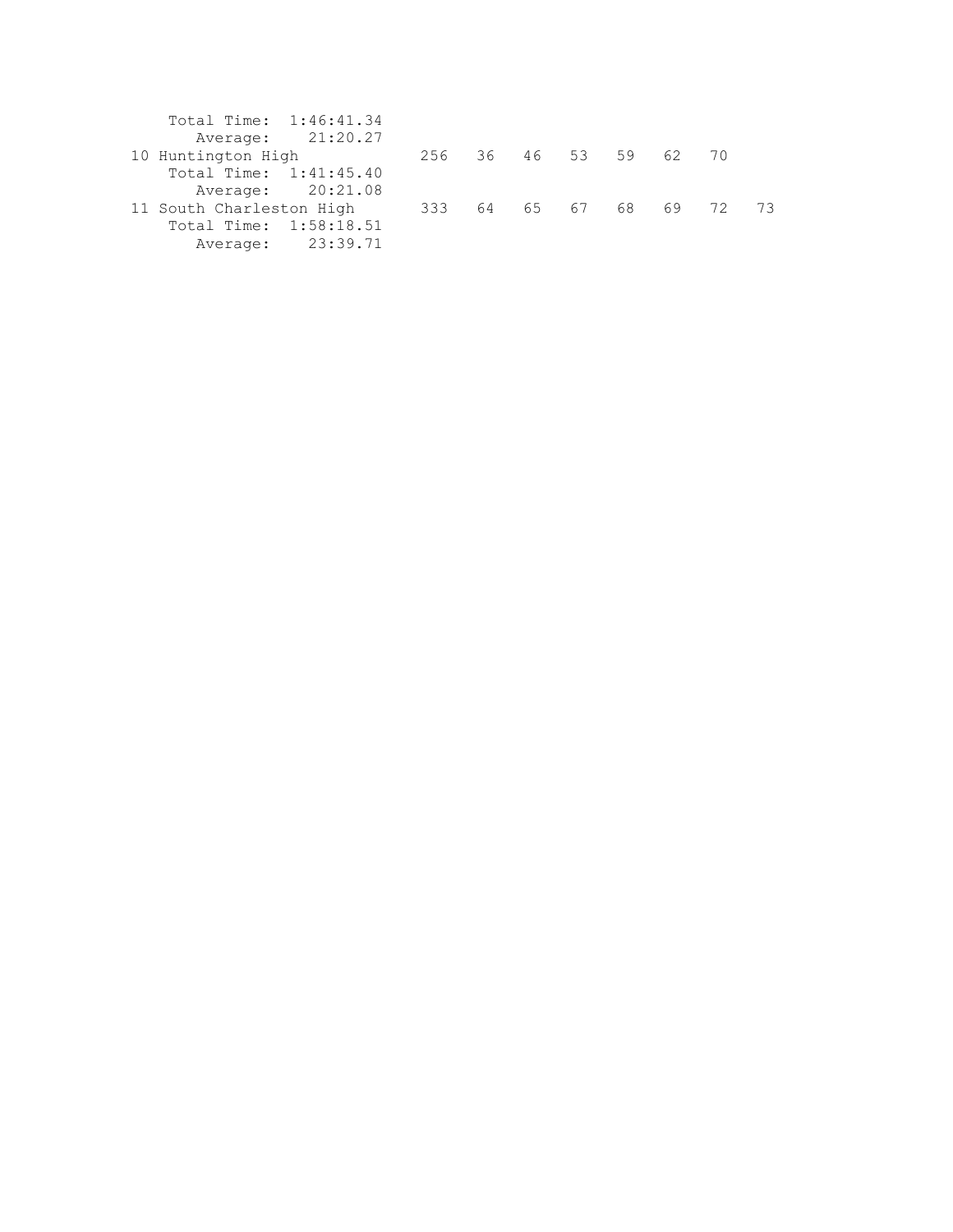```
    Total Time:  1:46:41.34
       Average:    21:20.27
10 Huntington High            256   36   46   53   59   62   70
    Total Time:  1:41:45.40
       Average:    20:21.08
11 South Charleston High      333   64   65   67   68   69   72   73
    Total Time:  1:58:18.51
       Average:    23:39.71
```